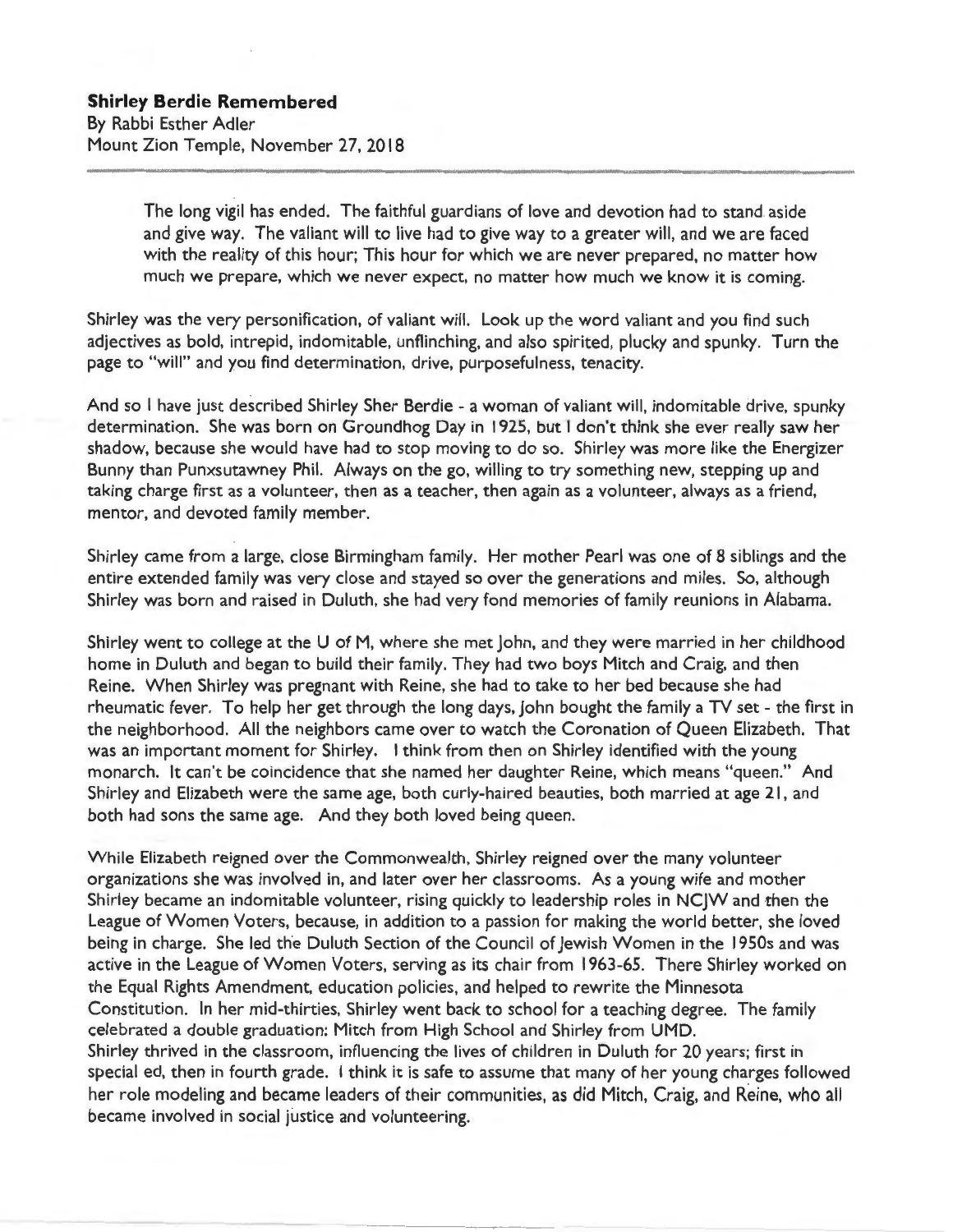**Shirley Berdie Remembered**
By Rabbi Esther Adler
Mount Zion Temple, November 27, 2018

> The long vigil has ended. The faithful guardians of love and devotion had to stand aside and give way. The valiant will to live had to give way to a greater will, and we are faced with the reality of this hour; This hour for which we are never prepared, no matter how much we prepare, which we never expect, no matter how much we know it is coming.

Shirley was the very personification, of valiant will. Look up the word valiant and you find such adjectives as bold, intrepid, indomitable, unflinching, and also spirited, plucky and spunky. Turn the page to "will" and you find determination, drive, purposefulness, tenacity.

And so I have just described Shirley Sher Berdie - a woman of valiant will, indomitable drive, spunky determination. She was born on Groundhog Day in 1925, but I don't think she ever really saw her shadow, because she would have had to stop moving to do so. Shirley was more like the Energizer Bunny than Punxsutawney Phil. Always on the go, willing to try something new, stepping up and taking charge first as a volunteer, then as a teacher, then again as a volunteer, always as a friend, mentor, and devoted family member.

Shirley came from a large, close Birmingham family. Her mother Pearl was one of 8 siblings and the entire extended family was very close and stayed so over the generations and miles. So, although Shirley was born and raised in Duluth, she had very fond memories of family reunions in Alabama.

Shirley went to college at the U of M, where she met John, and they were married in her childhood home in Duluth and began to build their family. They had two boys Mitch and Craig, and then Reine. When Shirley was pregnant with Reine, she had to take to her bed because she had rheumatic fever. To help her get through the long days, John bought the family a TV set - the first in the neighborhood. All the neighbors came over to watch the Coronation of Queen Elizabeth. That was an important moment for Shirley. I think from then on Shirley identified with the young monarch. It can't be coincidence that she named her daughter Reine, which means "queen." And Shirley and Elizabeth were the same age, both curly-haired beauties, both married at age 21, and both had sons the same age. And they both loved being queen.

While Elizabeth reigned over the Commonwealth, Shirley reigned over the many volunteer organizations she was involved in, and later over her classrooms. As a young wife and mother Shirley became an indomitable volunteer, rising quickly to leadership roles in NCJW and then the League of Women Voters, because, in addition to a passion for making the world better, she loved being in charge. She led the Duluth Section of the Council of Jewish Women in the 1950s and was active in the League of Women Voters, serving as its chair from 1963-65. There Shirley worked on the Equal Rights Amendment, education policies, and helped to rewrite the Minnesota Constitution. In her mid-thirties, Shirley went back to school for a teaching degree. The family celebrated a double graduation: Mitch from High School and Shirley from UMD.
Shirley thrived in the classroom, influencing the lives of children in Duluth for 20 years; first in special ed, then in fourth grade. I think it is safe to assume that many of her young charges followed her role modeling and became leaders of their communities, as did Mitch, Craig, and Reine, who all became involved in social justice and volunteering.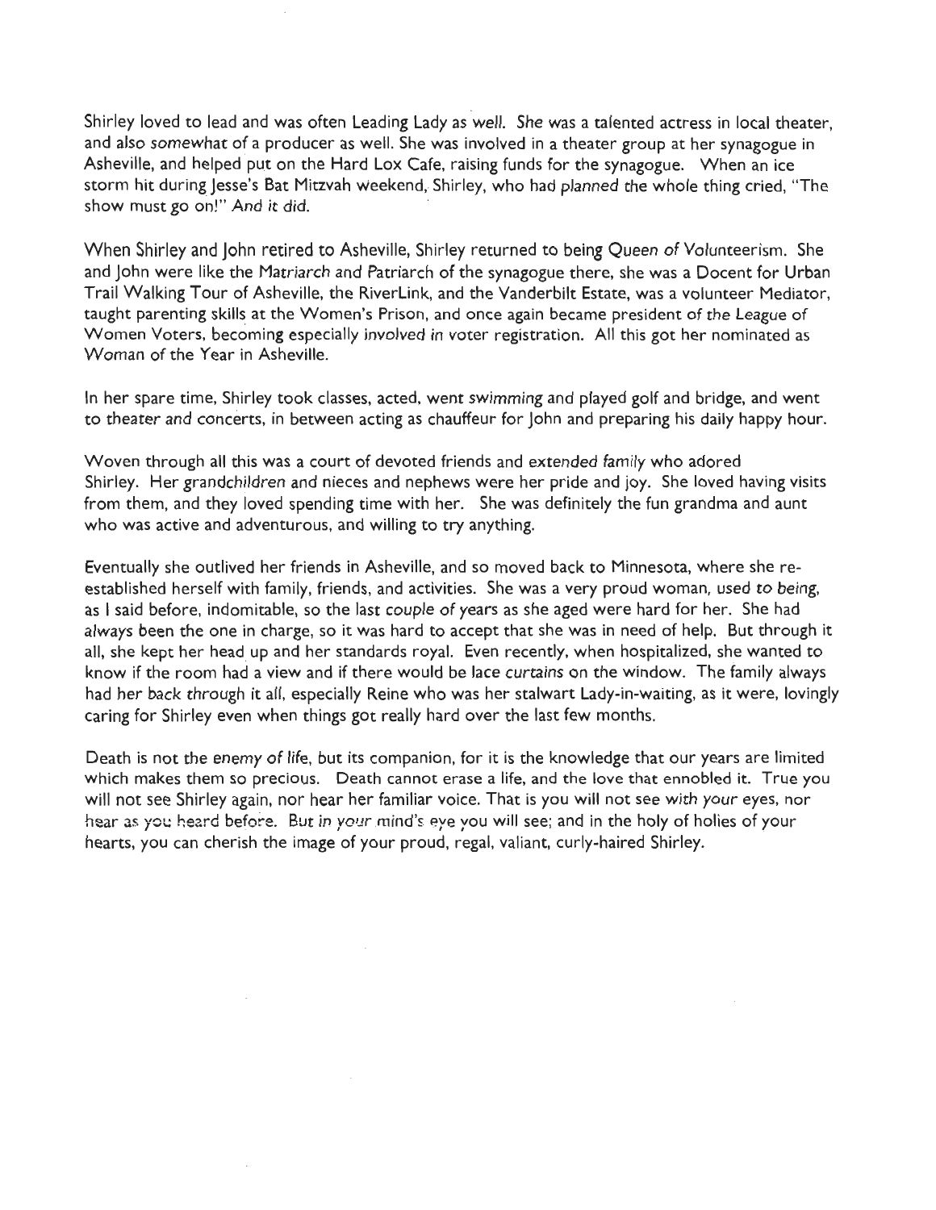Shirley loved to lead and was often Leading Lady as well. She was a talented actress in local theater, and also somewhat of a producer as well. She was involved in a theater group at her synagogue in Asheville, and helped put on the Hard Lox Cafe, raising funds for the synagogue. When an ice storm hit during Jesse's Bat Mitzvah weekend, Shirley, who had planned the whole thing cried, "The show must go on!" And it did.

When Shirley and John retired to Asheville, Shirley returned to being Queen of Volunteerism. She and John were like the Matriarch and Patriarch of the synagogue there, she was a Docent for Urban Trail Walking Tour of Asheville, the RiverLink, and the Vanderbilt Estate, was a volunteer Mediator, taught parenting skills at the Women's Prison, and once again became president of the League of Women Voters, becoming especially involved in voter registration. All this got her nominated as Woman of the Year in Asheville.

In her spare time, Shirley took classes, acted, went swimming and played golf and bridge, and went to theater and concerts, in between acting as chauffeur for John and preparing his daily happy hour.

Woven through all this was a court of devoted friends and extended family who adored Shirley. Her grandchildren and nieces and nephews were her pride and joy. She loved having visits from them, and they loved spending time with her. She was definitely the fun grandma and aunt who was active and adventurous, and willing to try anything.

Eventually she outlived her friends in Asheville, and so moved back to Minnesota, where she re-established herself with family, friends, and activities. She was a very proud woman, used to being, as I said before, indomitable, so the last couple of years as she aged were hard for her. She had always been the one in charge, so it was hard to accept that she was in need of help. But through it all, she kept her head up and her standards royal. Even recently, when hospitalized, she wanted to know if the room had a view and if there would be lace curtains on the window. The family always had her back through it all, especially Reine who was her stalwart Lady-in-waiting, as it were, lovingly caring for Shirley even when things got really hard over the last few months.

Death is not the enemy of life, but its companion, for it is the knowledge that our years are limited which makes them so precious. Death cannot erase a life, and the love that ennobled it. True you will not see Shirley again, nor hear her familiar voice. That is you will not see with your eyes, nor hear as you heard before. But in your mind's eye you will see; and in the holy of holies of your hearts, you can cherish the image of your proud, regal, valiant, curly-haired Shirley.